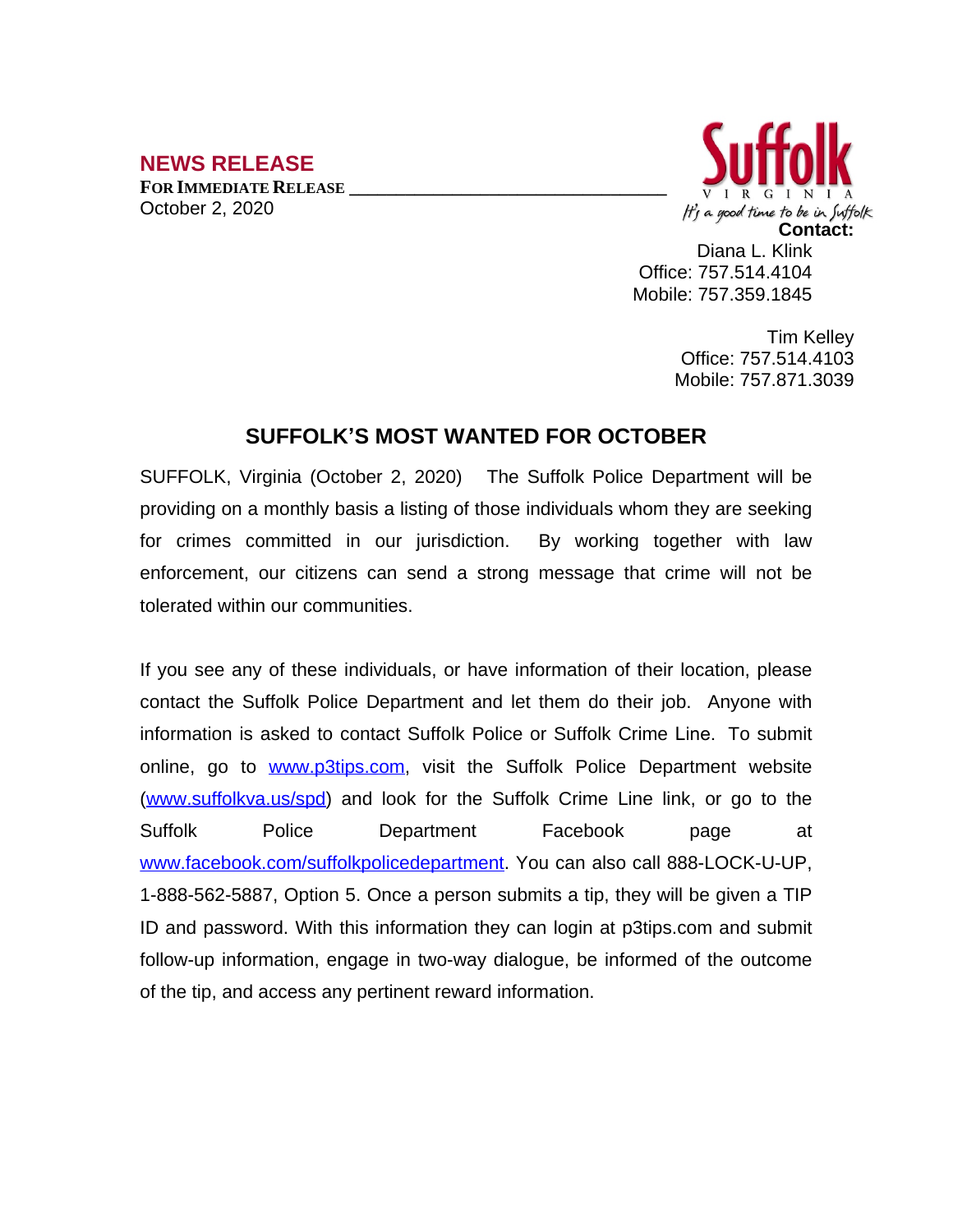## NEWS RELEASE

**FOR IMMEDIATE RELEASE**

October 2, 2020

Suffolk
VIRGINIA
It's a good time to be in Suffolk

**Contact:**

Diana L. Klink
Office: 757.514.4104
Mobile: 757.359.1845

Tim Kelley
Office: 757.514.4103
Mobile: 757.871.3039

# SUFFOLK'S MOST WANTED FOR OCTOBER

SUFFOLK, Virginia (October 2, 2020) The Suffolk Police Department will be providing on a monthly basis a listing of those individuals whom they are seeking for crimes committed in our jurisdiction. By working together with law enforcement, our citizens can send a strong message that crime will not be tolerated within our communities.

If you see any of these individuals, or have information of their location, please contact the Suffolk Police Department and let them do their job. Anyone with information is asked to contact Suffolk Police or Suffolk Crime Line. To submit online, go to www.p3tips.com, visit the Suffolk Police Department website (www.suffolkva.us/spd) and look for the Suffolk Crime Line link, or go to the Suffolk Police Department Facebook page at www.facebook.com/suffolkpolicedepartment. You can also call 888-LOCK-U-UP, 1-888-562-5887, Option 5. Once a person submits a tip, they will be given a TIP ID and password. With this information they can login at p3tips.com and submit follow-up information, engage in two-way dialogue, be informed of the outcome of the tip, and access any pertinent reward information.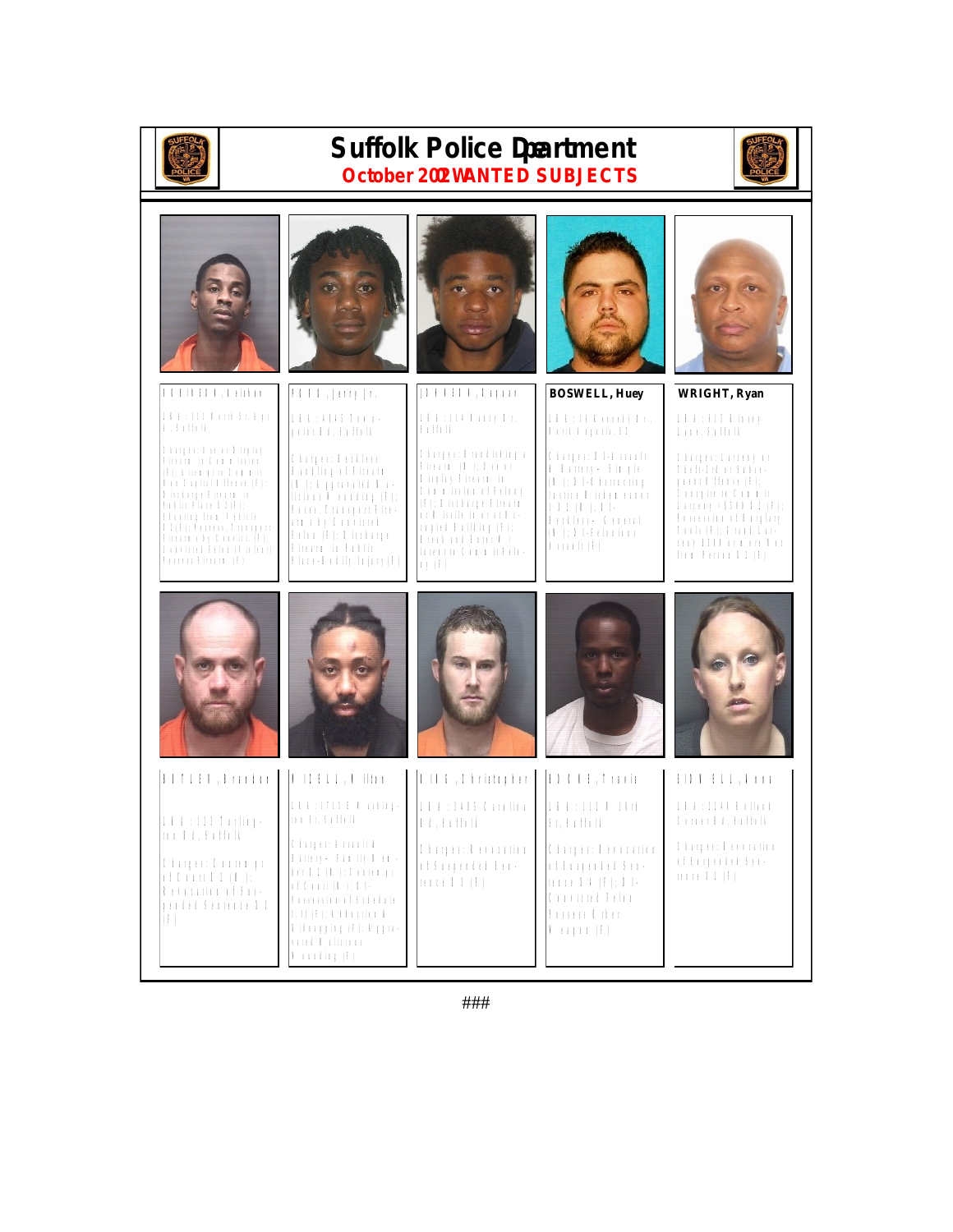# Suffolk Police Department

## October 2022 WANTED SUBJECTS

**BOSWELL, Huey**

**WRIGHT, Ryan**

###